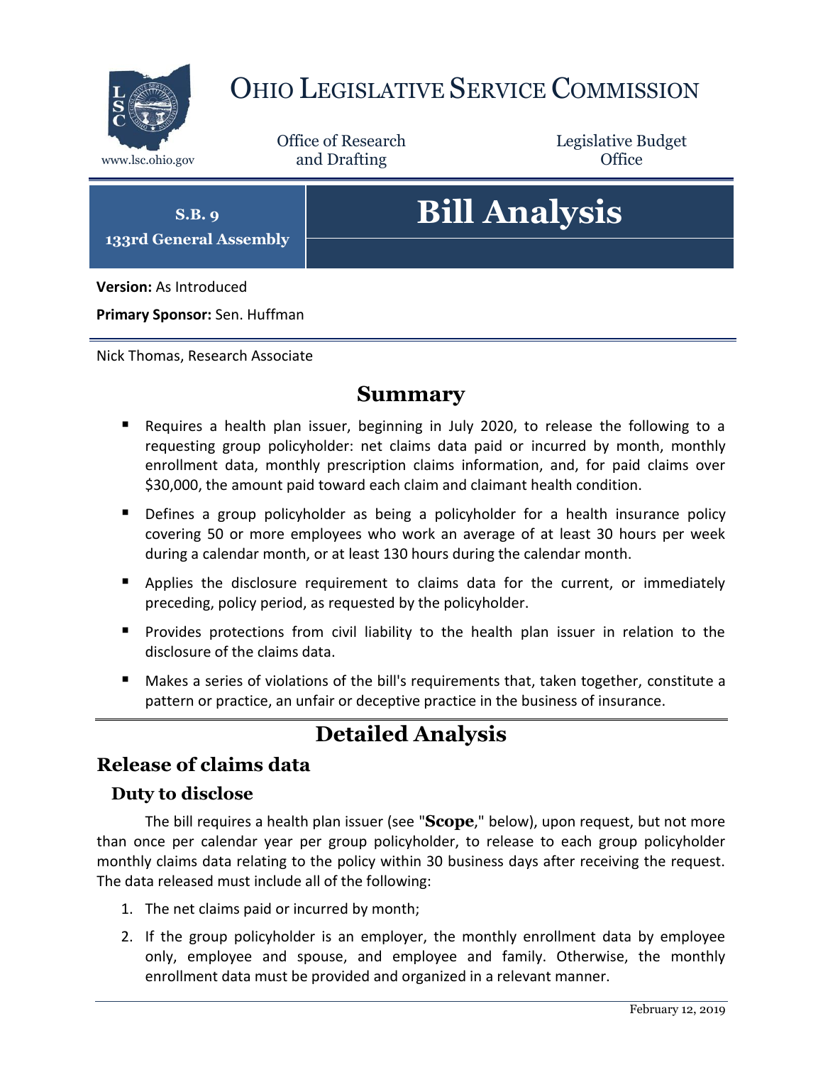# OHIO LEGISLATIVE SERVICE COMMISSION

www.lsc.ohio.gov

Office of Research and Drafting

Legislative Budget Office

**S.B. 9**
**133rd General Assembly**

# Bill Analysis

**Version:** As Introduced

**Primary Sponsor:** Sen. Huffman

Nick Thomas, Research Associate

## Summary

- Requires a health plan issuer, beginning in July 2020, to release the following to a requesting group policyholder: net claims data paid or incurred by month, monthly enrollment data, monthly prescription claims information, and, for paid claims over $30,000, the amount paid toward each claim and claimant health condition.
- Defines a group policyholder as being a policyholder for a health insurance policy covering 50 or more employees who work an average of at least 30 hours per week during a calendar month, or at least 130 hours during the calendar month.
- Applies the disclosure requirement to claims data for the current, or immediately preceding, policy period, as requested by the policyholder.
- Provides protections from civil liability to the health plan issuer in relation to the disclosure of the claims data.
- Makes a series of violations of the bill's requirements that, taken together, constitute a pattern or practice, an unfair or deceptive practice in the business of insurance.

## Detailed Analysis

## Release of claims data

### Duty to disclose

The bill requires a health plan issuer (see "**Scope**," below), upon request, but not more than once per calendar year per group policyholder, to release to each group policyholder monthly claims data relating to the policy within 30 business days after receiving the request. The data released must include all of the following:

1. The net claims paid or incurred by month;
2. If the group policyholder is an employer, the monthly enrollment data by employee only, employee and spouse, and employee and family. Otherwise, the monthly enrollment data must be provided and organized in a relevant manner.

February 12, 2019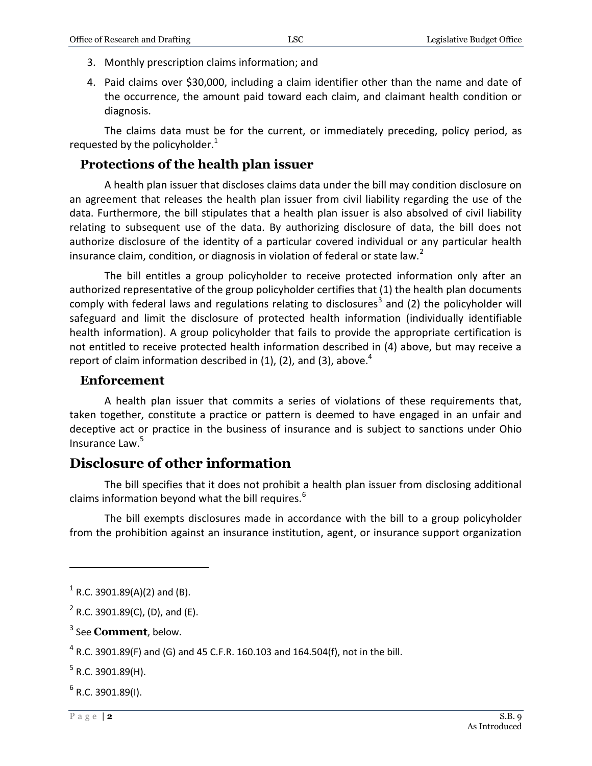3. Monthly prescription claims information; and
4. Paid claims over $30,000, including a claim identifier other than the name and date of the occurrence, the amount paid toward each claim, and claimant health condition or diagnosis.

The claims data must be for the current, or immediately preceding, policy period, as requested by the policyholder.[1]

### Protections of the health plan issuer

A health plan issuer that discloses claims data under the bill may condition disclosure on an agreement that releases the health plan issuer from civil liability regarding the use of the data. Furthermore, the bill stipulates that a health plan issuer is also absolved of civil liability relating to subsequent use of the data. By authorizing disclosure of data, the bill does not authorize disclosure of the identity of a particular covered individual or any particular health insurance claim, condition, or diagnosis in violation of federal or state law.[2]

The bill entitles a group policyholder to receive protected information only after an authorized representative of the group policyholder certifies that (1) the health plan documents comply with federal laws and regulations relating to disclosures[3] and (2) the policyholder will safeguard and limit the disclosure of protected health information (individually identifiable health information). A group policyholder that fails to provide the appropriate certification is not entitled to receive protected health information described in (4) above, but may receive a report of claim information described in (1), (2), and (3), above.[4]

### Enforcement

A health plan issuer that commits a series of violations of these requirements that, taken together, constitute a practice or pattern is deemed to have engaged in an unfair and deceptive act or practice in the business of insurance and is subject to sanctions under Ohio Insurance Law.[5]

## Disclosure of other information

The bill specifies that it does not prohibit a health plan issuer from disclosing additional claims information beyond what the bill requires.[6]

The bill exempts disclosures made in accordance with the bill to a group policyholder from the prohibition against an insurance institution, agent, or insurance support organization

---

[1] R.C. 3901.89(A)(2) and (B).

[2] R.C. 3901.89(C), (D), and (E).

[3] See **Comment**, below.

[4] R.C. 3901.89(F) and (G) and 45 C.F.R. 160.103 and 164.504(f), not in the bill.

[5] R.C. 3901.89(H).

[6] R.C. 3901.89(I).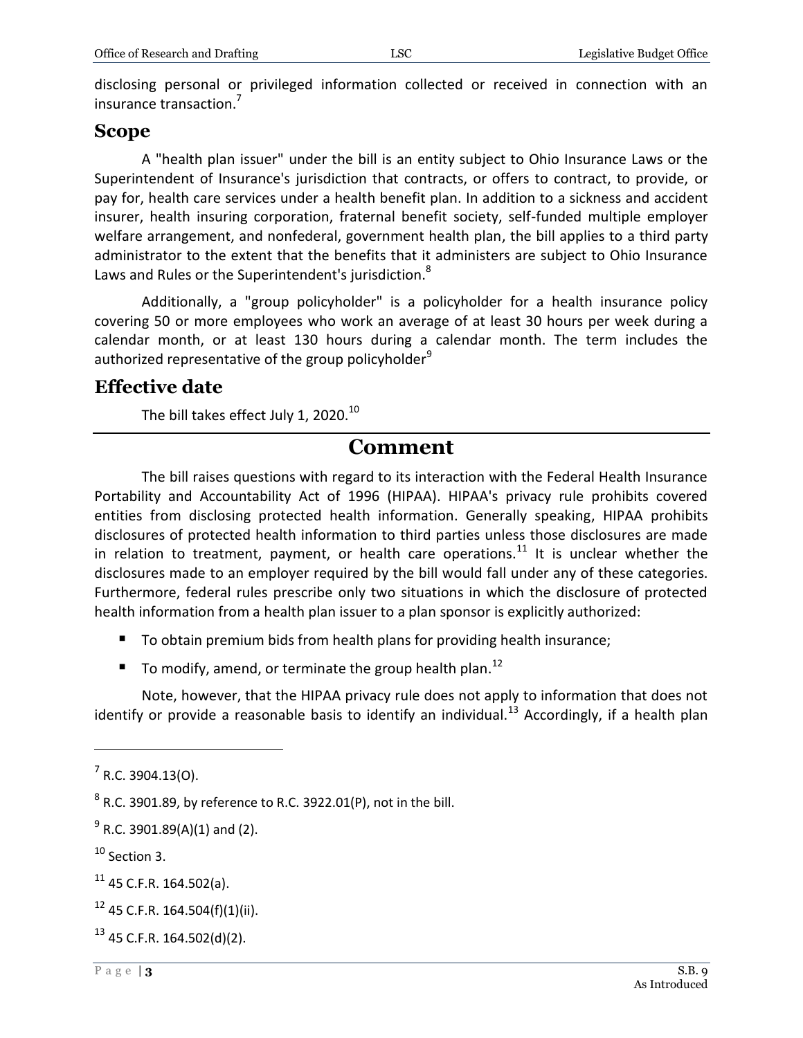disclosing personal or privileged information collected or received in connection with an insurance transaction.[7]

## Scope

A "health plan issuer" under the bill is an entity subject to Ohio Insurance Laws or the Superintendent of Insurance's jurisdiction that contracts, or offers to contract, to provide, or pay for, health care services under a health benefit plan. In addition to a sickness and accident insurer, health insuring corporation, fraternal benefit society, self-funded multiple employer welfare arrangement, and nonfederal, government health plan, the bill applies to a third party administrator to the extent that the benefits that it administers are subject to Ohio Insurance Laws and Rules or the Superintendent's jurisdiction.[8]

Additionally, a "group policyholder" is a policyholder for a health insurance policy covering 50 or more employees who work an average of at least 30 hours per week during a calendar month, or at least 130 hours during a calendar month. The term includes the authorized representative of the group policyholder[9]

## Effective date

The bill takes effect July 1, 2020.[10]

# Comment

The bill raises questions with regard to its interaction with the Federal Health Insurance Portability and Accountability Act of 1996 (HIPAA). HIPAA's privacy rule prohibits covered entities from disclosing protected health information. Generally speaking, HIPAA prohibits disclosures of protected health information to third parties unless those disclosures are made in relation to treatment, payment, or health care operations.[11] It is unclear whether the disclosures made to an employer required by the bill would fall under any of these categories. Furthermore, federal rules prescribe only two situations in which the disclosure of protected health information from a health plan issuer to a plan sponsor is explicitly authorized:

- To obtain premium bids from health plans for providing health insurance;
- To modify, amend, or terminate the group health plan.[12]

Note, however, that the HIPAA privacy rule does not apply to information that does not identify or provide a reasonable basis to identify an individual.[13] Accordingly, if a health plan

---

[7] R.C. 3904.13(O).

[8] R.C. 3901.89, by reference to R.C. 3922.01(P), not in the bill.

[9] R.C. 3901.89(A)(1) and (2).

[10] Section 3.

[11] 45 C.F.R. 164.502(a).

[12] 45 C.F.R. 164.504(f)(1)(ii).

[13] 45 C.F.R. 164.502(d)(2).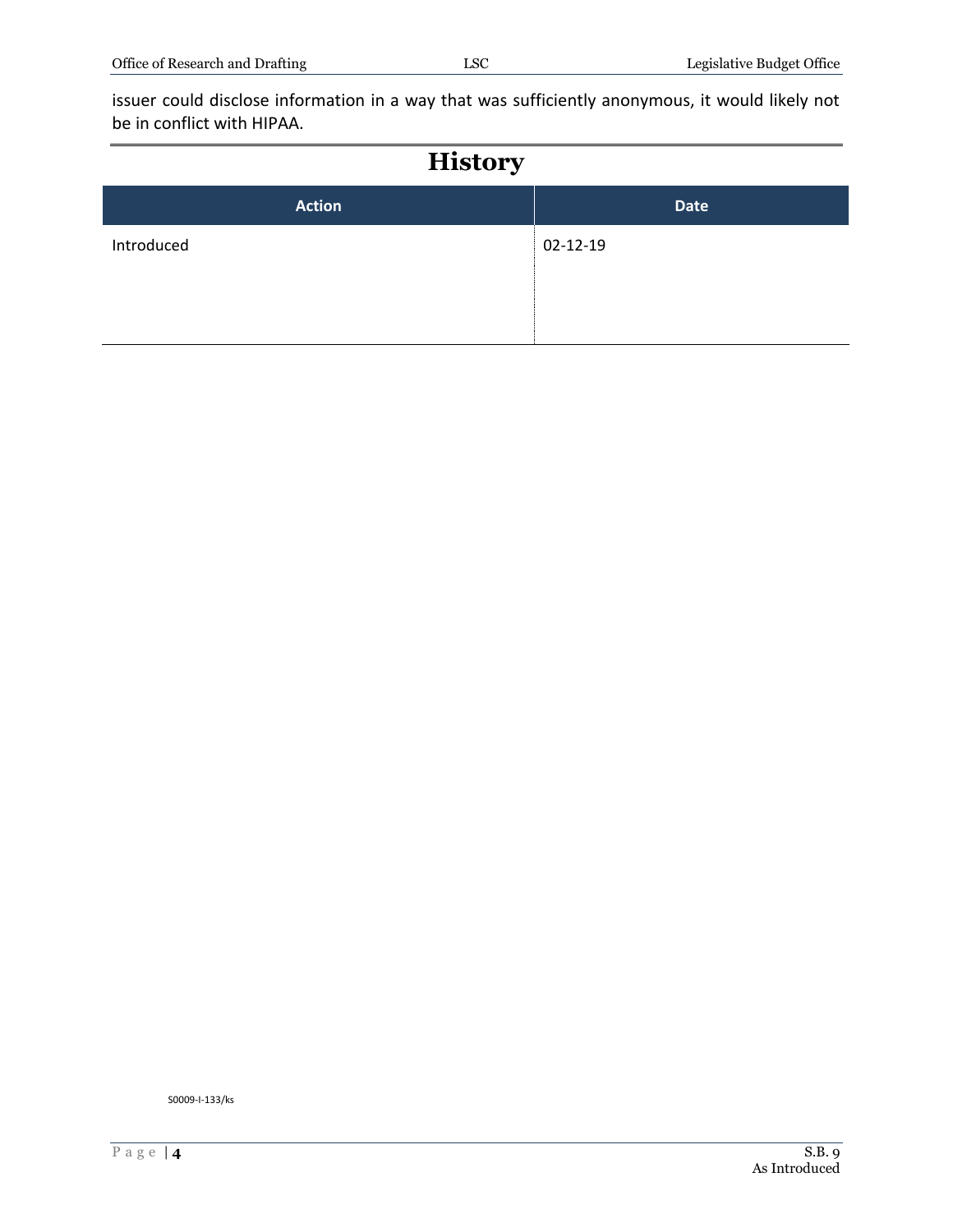issuer could disclose information in a way that was sufficiently anonymous, it would likely not be in conflict with HIPAA.

# History

| Action | Date |
|---|---|
| Introduced | 02-12-19 |

S0009-I-133/ks